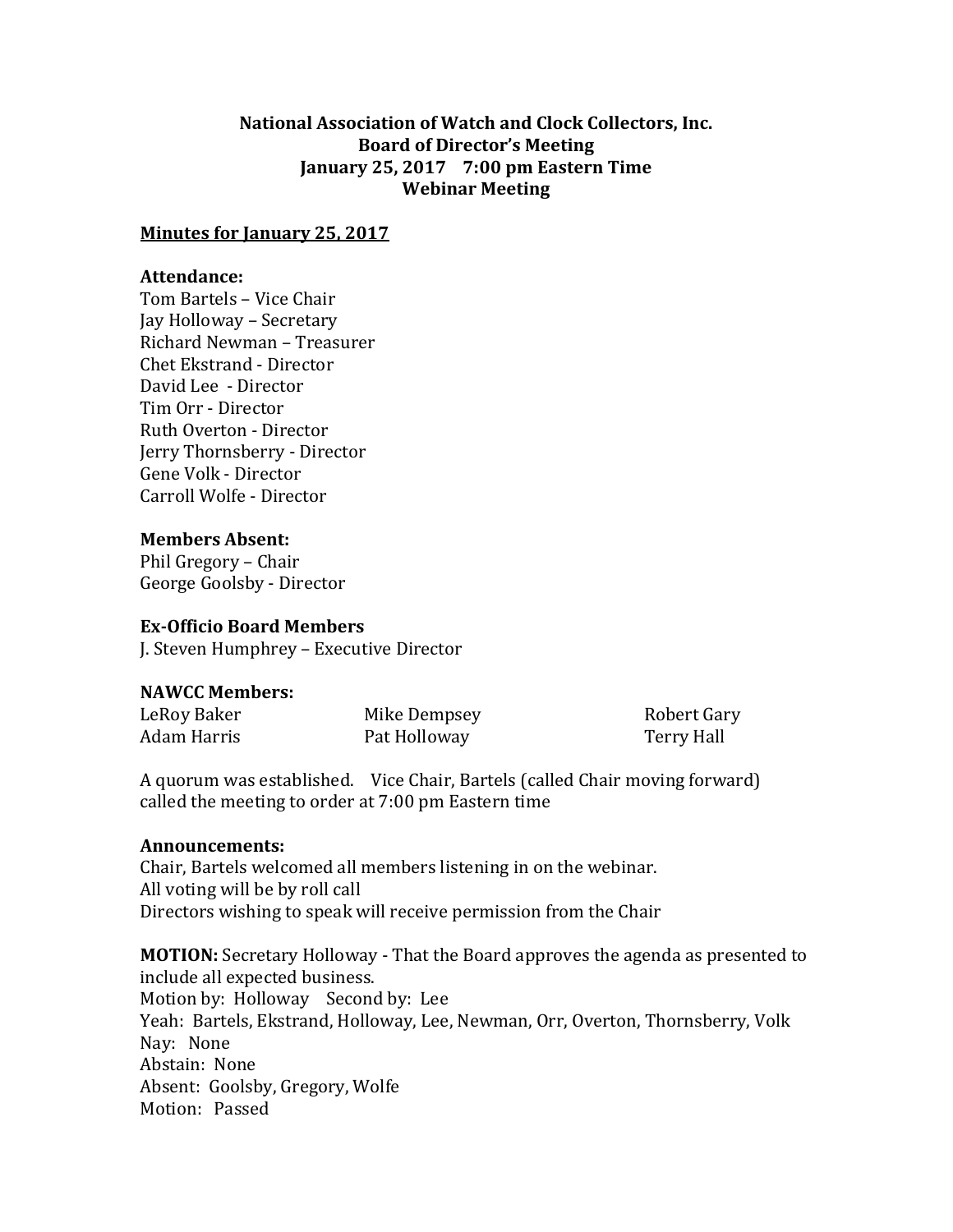# National Association of Watch and Clock Collectors, Inc.
## Board of Director's Meeting
## January 25, 2017 7:00 pm Eastern Time
## Webinar Meeting

**Minutes for January 25, 2017**

**Attendance:**
Tom Bartels – Vice Chair
Jay Holloway – Secretary
Richard Newman – Treasurer
Chet Ekstrand - Director
David Lee - Director
Tim Orr - Director
Ruth Overton - Director
Jerry Thornsberry - Director
Gene Volk - Director
Carroll Wolfe - Director

**Members Absent:**
Phil Gregory – Chair
George Goolsby - Director

**Ex-Officio Board Members**
J. Steven Humphrey – Executive Director

**NAWCC Members:**

| | | |
|---|---|---|
| LeRoy Baker | Mike Dempsey | Robert Gary |
| Adam Harris | Pat Holloway | Terry Hall |

A quorum was established. Vice Chair, Bartels (called Chair moving forward) called the meeting to order at 7:00 pm Eastern time

**Announcements:**
Chair, Bartels welcomed all members listening in on the webinar.
All voting will be by roll call
Directors wishing to speak will receive permission from the Chair

**MOTION:** Secretary Holloway - That the Board approves the agenda as presented to include all expected business.
Motion by: Holloway Second by: Lee
Yeah: Bartels, Ekstrand, Holloway, Lee, Newman, Orr, Overton, Thornsberry, Volk
Nay: None
Abstain: None
Absent: Goolsby, Gregory, Wolfe
Motion: Passed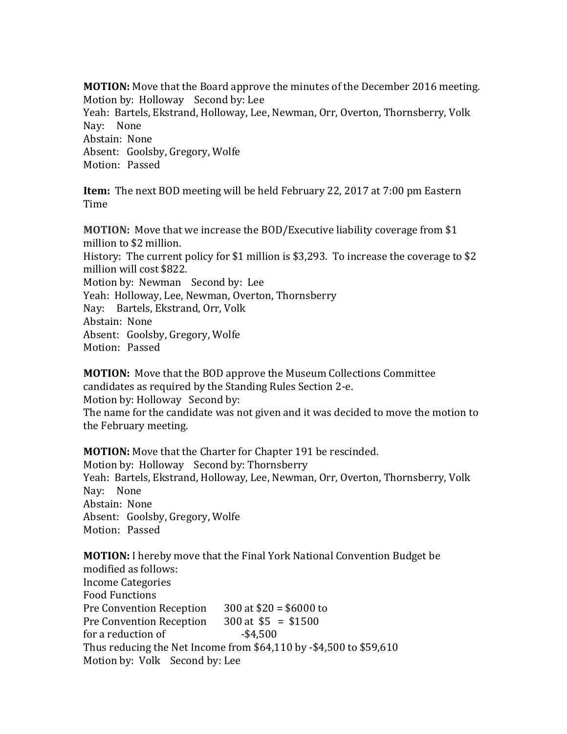**MOTION:** Move that the Board approve the minutes of the December 2016 meeting.
Motion by: Holloway Second by: Lee
Yeah: Bartels, Ekstrand, Holloway, Lee, Newman, Orr, Overton, Thornsberry, Volk
Nay: None
Abstain: None
Absent: Goolsby, Gregory, Wolfe
Motion: Passed

**Item:** The next BOD meeting will be held February 22, 2017 at 7:00 pm Eastern Time

**MOTION:** Move that we increase the BOD/Executive liability coverage from $1 million to $2 million.
History: The current policy for $1 million is $3,293. To increase the coverage to $2 million will cost $822.
Motion by: Newman Second by: Lee
Yeah: Holloway, Lee, Newman, Overton, Thornsberry
Nay: Bartels, Ekstrand, Orr, Volk
Abstain: None
Absent: Goolsby, Gregory, Wolfe
Motion: Passed

**MOTION:** Move that the BOD approve the Museum Collections Committee candidates as required by the Standing Rules Section 2-e.
Motion by: Holloway Second by:
The name for the candidate was not given and it was decided to move the motion to the February meeting.

**MOTION:** Move that the Charter for Chapter 191 be rescinded.
Motion by: Holloway Second by: Thornsberry
Yeah: Bartels, Ekstrand, Holloway, Lee, Newman, Orr, Overton, Thornsberry, Volk
Nay: None
Abstain: None
Absent: Goolsby, Gregory, Wolfe
Motion: Passed

**MOTION:** I hereby move that the Final York National Convention Budget be modified as follows:
Income Categories
Food Functions
Pre Convention Reception 300 at $20 = $6000 to
Pre Convention Reception 300 at $5 = $1500
for a reduction of -$4,500
Thus reducing the Net Income from $64,110 by -$4,500 to $59,610
Motion by: Volk Second by: Lee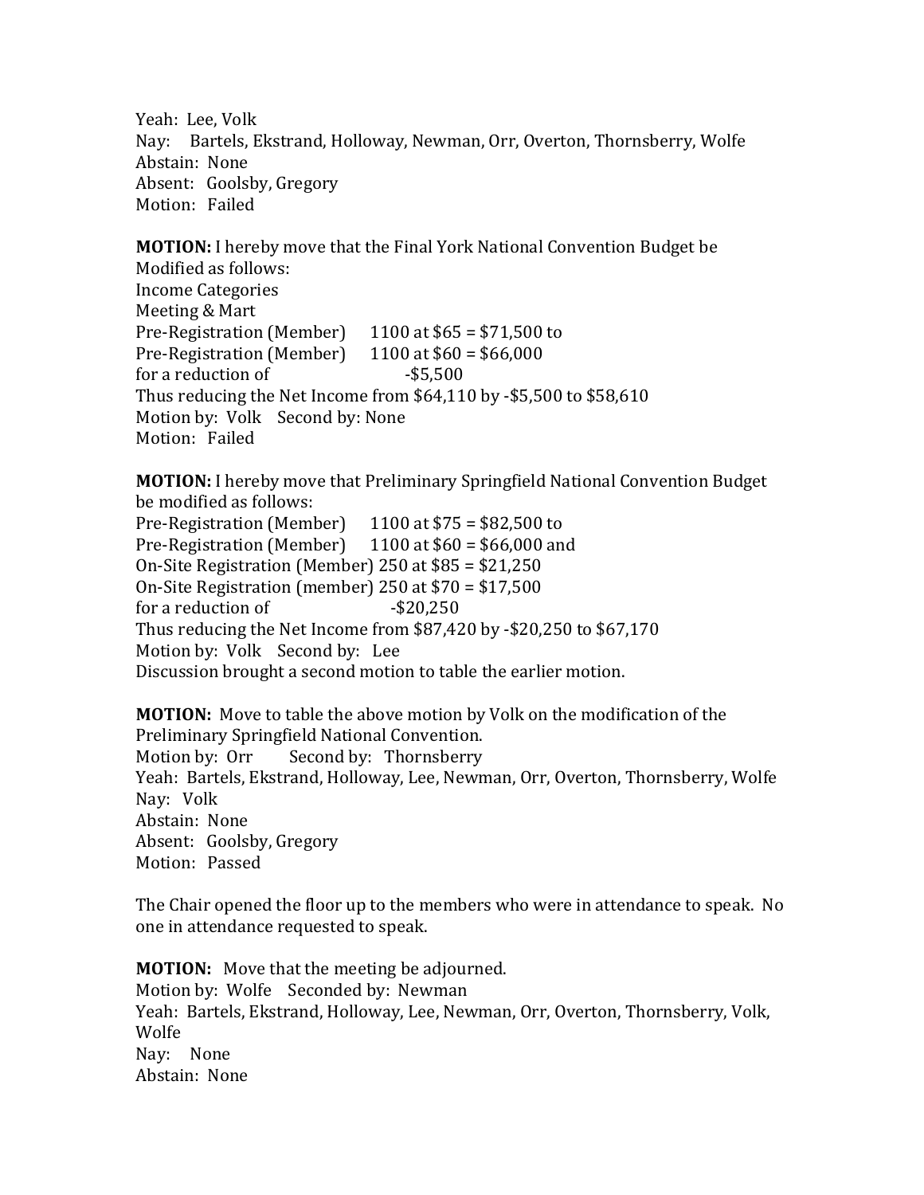Yeah: Lee, Volk
Nay: Bartels, Ekstrand, Holloway, Newman, Orr, Overton, Thornsberry, Wolfe
Abstain: None
Absent: Goolsby, Gregory
Motion: Failed

**MOTION:** I hereby move that the Final York National Convention Budget be Modified as follows:
Income Categories
Meeting & Mart
Pre-Registration (Member) 1100 at $65 = $71,500 to
Pre-Registration (Member) 1100 at $60 = $66,000
for a reduction of -$5,500
Thus reducing the Net Income from $64,110 by -$5,500 to $58,610
Motion by: Volk Second by: None
Motion: Failed

**MOTION:** I hereby move that Preliminary Springfield National Convention Budget be modified as follows:
Pre-Registration (Member) 1100 at $75 = $82,500 to
Pre-Registration (Member) 1100 at $60 = $66,000 and
On-Site Registration (Member) 250 at $85 = $21,250
On-Site Registration (member) 250 at $70 = $17,500
for a reduction of -$20,250
Thus reducing the Net Income from $87,420 by -$20,250 to $67,170
Motion by: Volk Second by: Lee
Discussion brought a second motion to table the earlier motion.

**MOTION:** Move to table the above motion by Volk on the modification of the Preliminary Springfield National Convention.
Motion by: Orr Second by: Thornsberry
Yeah: Bartels, Ekstrand, Holloway, Lee, Newman, Orr, Overton, Thornsberry, Wolfe
Nay: Volk
Abstain: None
Absent: Goolsby, Gregory
Motion: Passed

The Chair opened the floor up to the members who were in attendance to speak. No one in attendance requested to speak.

**MOTION:** Move that the meeting be adjourned.
Motion by: Wolfe Seconded by: Newman
Yeah: Bartels, Ekstrand, Holloway, Lee, Newman, Orr, Overton, Thornsberry, Volk, Wolfe
Nay: None
Abstain: None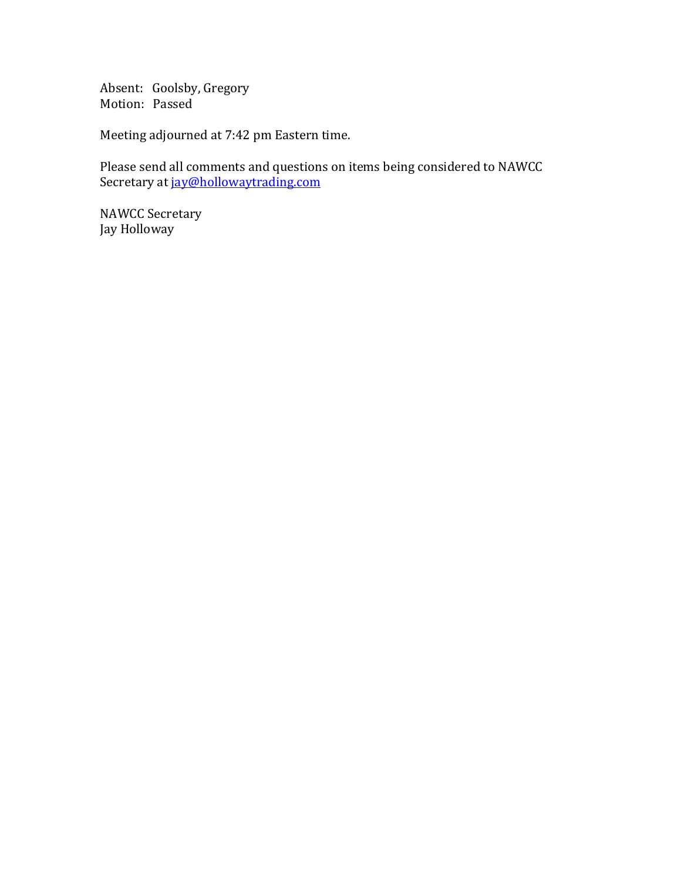Absent: Goolsby, Gregory  
Motion: Passed

Meeting adjourned at 7:42 pm Eastern time.

Please send all comments and questions on items being considered to NAWCC Secretary at jay@hollowaytrading.com

NAWCC Secretary  
Jay Holloway